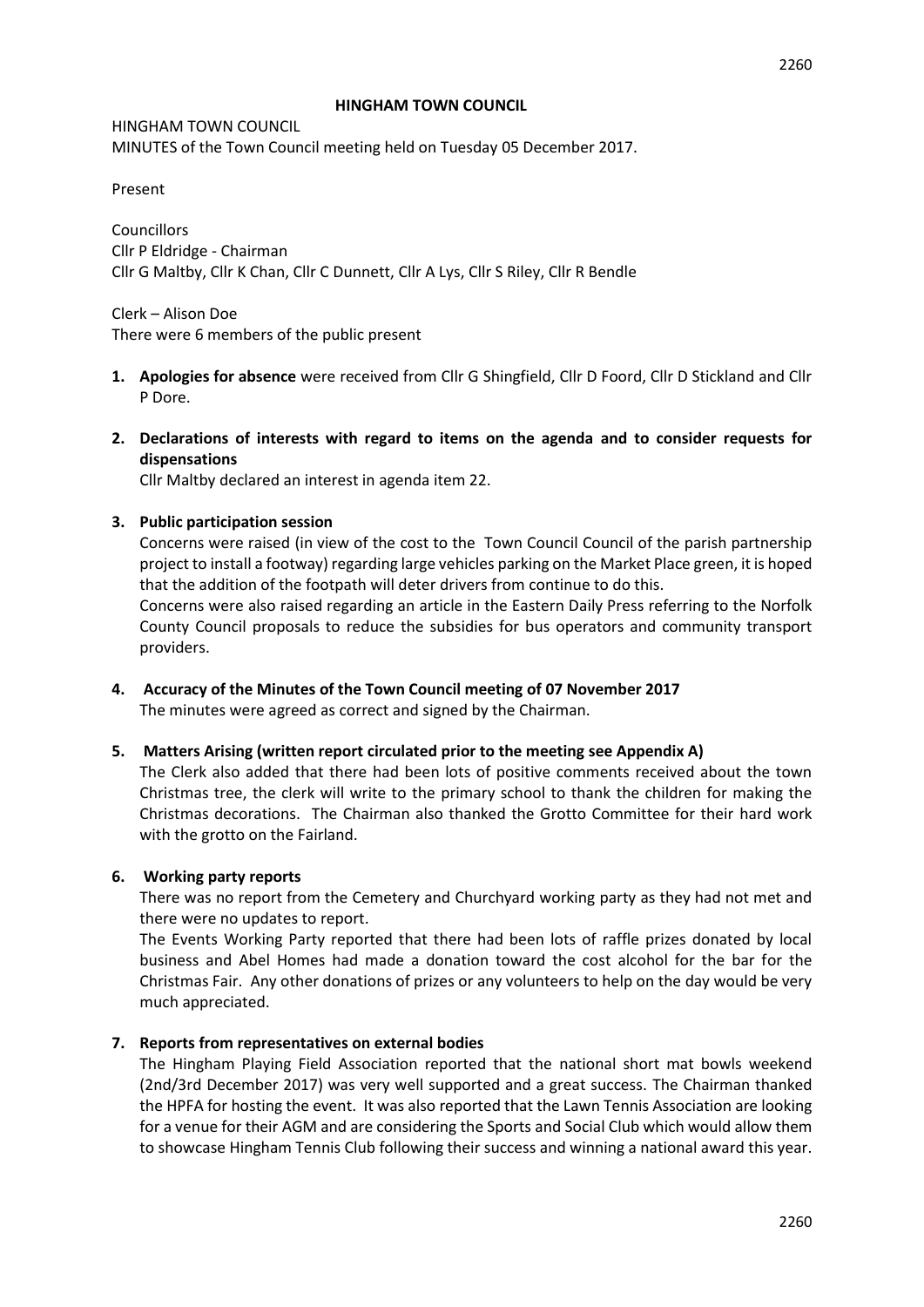**HINGHAM TOWN COUNCIL**

HINGHAM TOWN COUNCIL
MINUTES of the Town Council meeting held on Tuesday 05 December 2017.

Present

Councillors
Cllr P Eldridge - Chairman
Cllr G Maltby, Cllr K Chan, Cllr C Dunnett, Cllr A Lys, Cllr S Riley, Cllr R Bendle

Clerk – Alison Doe
There were 6 members of the public present

1. **Apologies for absence** were received from Cllr G Shingfield, Cllr D Foord, Cllr D Stickland and Cllr P Dore.

2. **Declarations of interests with regard to items on the agenda and to consider requests for dispensations**
   Cllr Maltby declared an interest in agenda item 22.

3. **Public participation session**
   Concerns were raised (in view of the cost to the Town Council Council of the parish partnership project to install a footway) regarding large vehicles parking on the Market Place green, it is hoped that the addition of the footpath will deter drivers from continue to do this.
   Concerns were also raised regarding an article in the Eastern Daily Press referring to the Norfolk County Council proposals to reduce the subsidies for bus operators and community transport providers.

4. **Accuracy of the Minutes of the Town Council meeting of 07 November 2017**
   The minutes were agreed as correct and signed by the Chairman.

5. **Matters Arising (written report circulated prior to the meeting see Appendix A)**
   The Clerk also added that there had been lots of positive comments received about the town Christmas tree, the clerk will write to the primary school to thank the children for making the Christmas decorations. The Chairman also thanked the Grotto Committee for their hard work with the grotto on the Fairland.

6. **Working party reports**
   There was no report from the Cemetery and Churchyard working party as they had not met and there were no updates to report.
   The Events Working Party reported that there had been lots of raffle prizes donated by local business and Abel Homes had made a donation toward the cost alcohol for the bar for the Christmas Fair. Any other donations of prizes or any volunteers to help on the day would be very much appreciated.

7. **Reports from representatives on external bodies**
   The Hingham Playing Field Association reported that the national short mat bowls weekend (2nd/3rd December 2017) was very well supported and a great success. The Chairman thanked the HPFA for hosting the event. It was also reported that the Lawn Tennis Association are looking for a venue for their AGM and are considering the Sports and Social Club which would allow them to showcase Hingham Tennis Club following their success and winning a national award this year.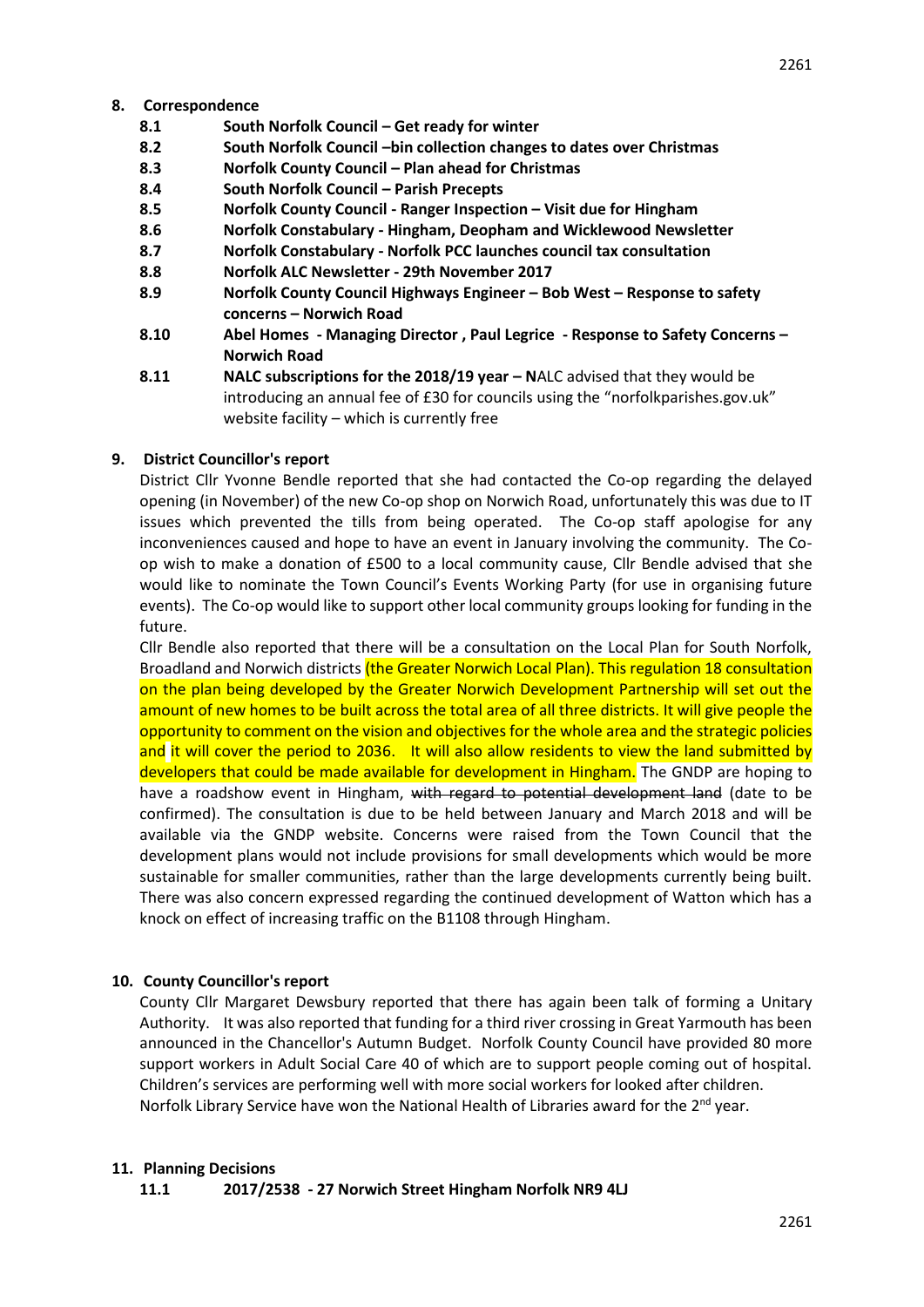## 8. Correspondence

- **8.1** **South Norfolk Council – Get ready for winter**
- **8.2** **South Norfolk Council –bin collection changes to dates over Christmas**
- **8.3** **Norfolk County Council – Plan ahead for Christmas**
- **8.4** **South Norfolk Council – Parish Precepts**
- **8.5** **Norfolk County Council - Ranger Inspection – Visit due for Hingham**
- **8.6** **Norfolk Constabulary - Hingham, Deopham and Wicklewood Newsletter**
- **8.7** **Norfolk Constabulary - Norfolk PCC launches council tax consultation**
- **8.8** **Norfolk ALC Newsletter - 29th November 2017**
- **8.9** **Norfolk County Council Highways Engineer – Bob West – Response to safety concerns – Norwich Road**
- **8.10** **Abel Homes - Managing Director , Paul Legrice - Response to Safety Concerns – Norwich Road**
- **8.11** **NALC subscriptions for the 2018/19 year – N**ALC advised that they would be introducing an annual fee of £30 for councils using the "norfolkparishes.gov.uk" website facility – which is currently free

## 9. District Councillor's report

District Cllr Yvonne Bendle reported that she had contacted the Co-op regarding the delayed opening (in November) of the new Co-op shop on Norwich Road, unfortunately this was due to IT issues which prevented the tills from being operated. The Co-op staff apologise for any inconveniences caused and hope to have an event in January involving the community. The Co-op wish to make a donation of £500 to a local community cause, Cllr Bendle advised that she would like to nominate the Town Council's Events Working Party (for use in organising future events). The Co-op would like to support other local community groups looking for funding in the future.

Cllr Bendle also reported that there will be a consultation on the Local Plan for South Norfolk, Broadland and Norwich districts (the Greater Norwich Local Plan). This regulation 18 consultation on the plan being developed by the Greater Norwich Development Partnership will set out the amount of new homes to be built across the total area of all three districts. It will give people the opportunity to comment on the vision and objectives for the whole area and the strategic policies and it will cover the period to 2036. It will also allow residents to view the land submitted by developers that could be made available for development in Hingham. The GNDP are hoping to have a roadshow event in Hingham, ~~with regard to potential development land~~ (date to be confirmed). The consultation is due to be held between January and March 2018 and will be available via the GNDP website. Concerns were raised from the Town Council that the development plans would not include provisions for small developments which would be more sustainable for smaller communities, rather than the large developments currently being built. There was also concern expressed regarding the continued development of Watton which has a knock on effect of increasing traffic on the B1108 through Hingham.

## 10. County Councillor's report

County Cllr Margaret Dewsbury reported that there has again been talk of forming a Unitary Authority. It was also reported that funding for a third river crossing in Great Yarmouth has been announced in the Chancellor's Autumn Budget. Norfolk County Council have provided 80 more support workers in Adult Social Care 40 of which are to support people coming out of hospital. Children's services are performing well with more social workers for looked after children. Norfolk Library Service have won the National Health of Libraries award for the 2nd year.

## 11. Planning Decisions

- **11.1** **2017/2538 - 27 Norwich Street Hingham Norfolk NR9 4LJ**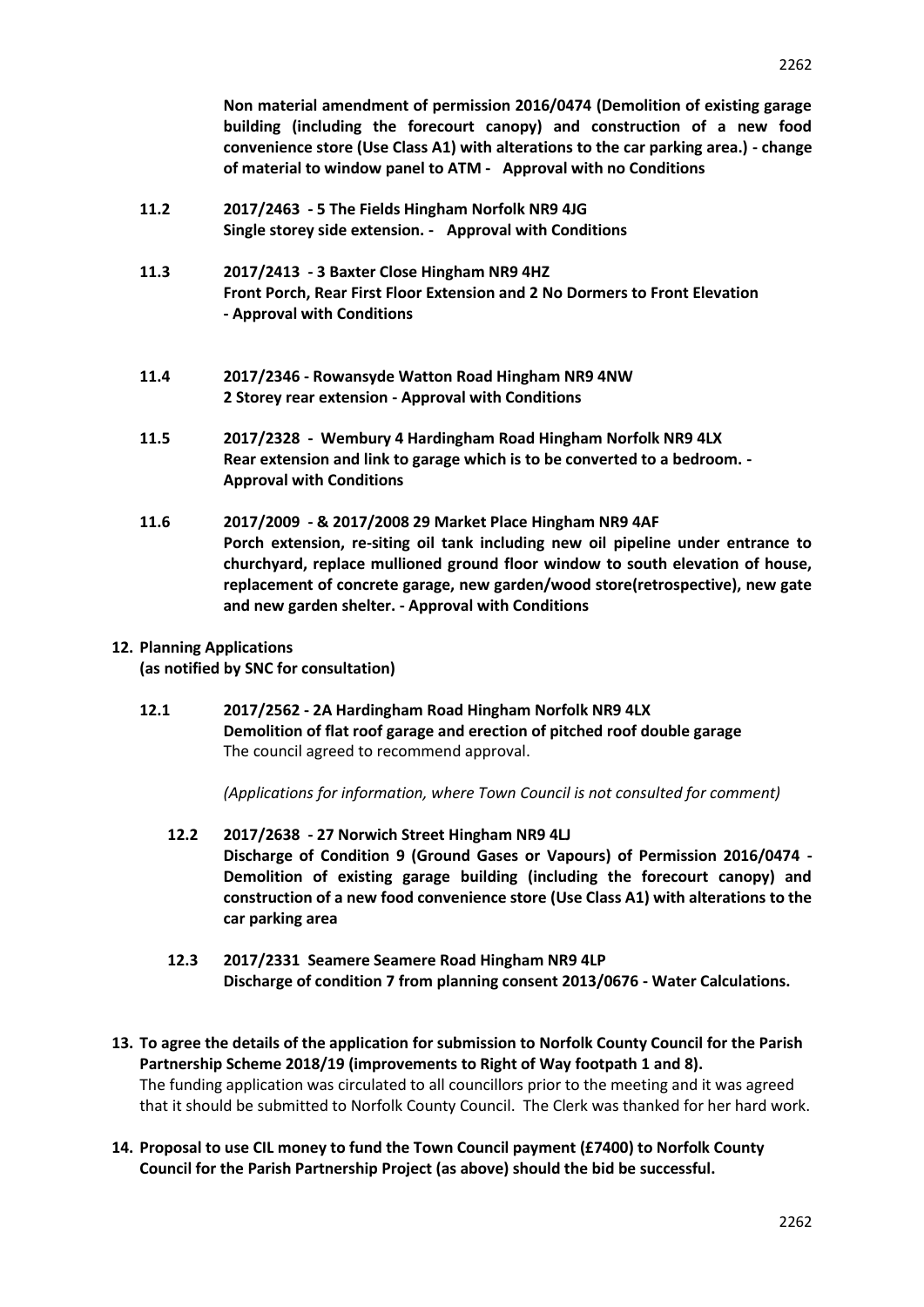**Non material amendment of permission 2016/0474 (Demolition of existing garage building (including the forecourt canopy) and construction of a new food convenience store (Use Class A1) with alterations to the car parking area.) - change of material to window panel to ATM - Approval with no Conditions**

**11.2 2017/2463 - 5 The Fields Hingham Norfolk NR9 4JG**
**Single storey side extension. - Approval with Conditions**

**11.3 2017/2413 - 3 Baxter Close Hingham NR9 4HZ**
**Front Porch, Rear First Floor Extension and 2 No Dormers to Front Elevation - Approval with Conditions**

**11.4 2017/2346 - Rowansyde Watton Road Hingham NR9 4NW**
**2 Storey rear extension - Approval with Conditions**

**11.5 2017/2328 - Wembury 4 Hardingham Road Hingham Norfolk NR9 4LX**
**Rear extension and link to garage which is to be converted to a bedroom. - Approval with Conditions**

**11.6 2017/2009 - & 2017/2008 29 Market Place Hingham NR9 4AF**
**Porch extension, re-siting oil tank including new oil pipeline under entrance to churchyard, replace mullioned ground floor window to south elevation of house, replacement of concrete garage, new garden/wood store(retrospective), new gate and new garden shelter. - Approval with Conditions**

**12. Planning Applications**
**(as notified by SNC for consultation)**

**12.1 2017/2562 - 2A Hardingham Road Hingham Norfolk NR9 4LX**
**Demolition of flat roof garage and erection of pitched roof double garage**
The council agreed to recommend approval.

*(Applications for information, where Town Council is not consulted for comment)*

**12.2 2017/2638 - 27 Norwich Street Hingham NR9 4LJ**
**Discharge of Condition 9 (Ground Gases or Vapours) of Permission 2016/0474 - Demolition of existing garage building (including the forecourt canopy) and construction of a new food convenience store (Use Class A1) with alterations to the car parking area**

**12.3 2017/2331 Seamere Seamere Road Hingham NR9 4LP**
**Discharge of condition 7 from planning consent 2013/0676 - Water Calculations.**

**13. To agree the details of the application for submission to Norfolk County Council for the Parish Partnership Scheme 2018/19 (improvements to Right of Way footpath 1 and 8).**
The funding application was circulated to all councillors prior to the meeting and it was agreed that it should be submitted to Norfolk County Council. The Clerk was thanked for her hard work.

**14. Proposal to use CIL money to fund the Town Council payment (£7400) to Norfolk County Council for the Parish Partnership Project (as above) should the bid be successful.**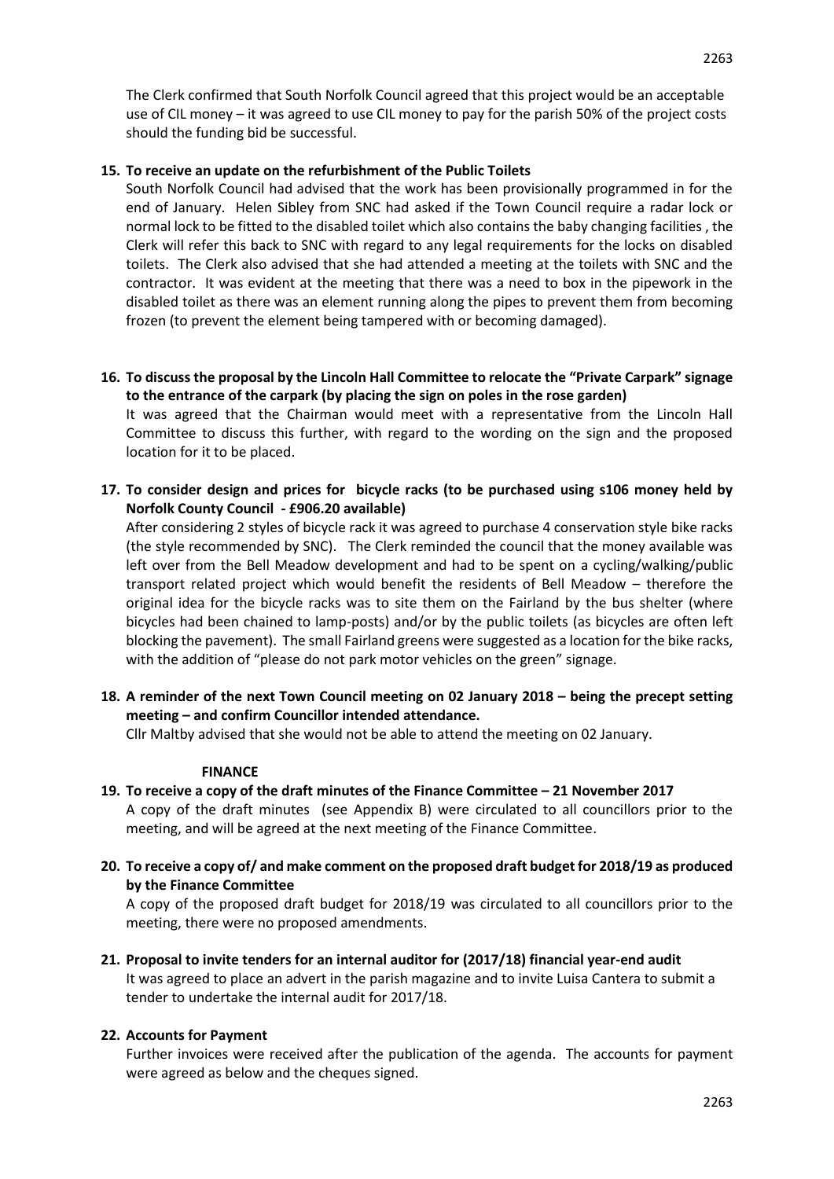The Clerk confirmed that South Norfolk Council agreed that this project would be an acceptable use of CIL money – it was agreed to use CIL money to pay for the parish 50% of the project costs should the funding bid be successful.

**15. To receive an update on the refurbishment of the Public Toilets**

South Norfolk Council had advised that the work has been provisionally programmed in for the end of January. Helen Sibley from SNC had asked if the Town Council require a radar lock or normal lock to be fitted to the disabled toilet which also contains the baby changing facilities , the Clerk will refer this back to SNC with regard to any legal requirements for the locks on disabled toilets. The Clerk also advised that she had attended a meeting at the toilets with SNC and the contractor. It was evident at the meeting that there was a need to box in the pipework in the disabled toilet as there was an element running along the pipes to prevent them from becoming frozen (to prevent the element being tampered with or becoming damaged).

**16. To discuss the proposal by the Lincoln Hall Committee to relocate the "Private Carpark" signage to the entrance of the carpark (by placing the sign on poles in the rose garden)**

It was agreed that the Chairman would meet with a representative from the Lincoln Hall Committee to discuss this further, with regard to the wording on the sign and the proposed location for it to be placed.

**17. To consider design and prices for bicycle racks (to be purchased using s106 money held by Norfolk County Council - £906.20 available)**

After considering 2 styles of bicycle rack it was agreed to purchase 4 conservation style bike racks (the style recommended by SNC). The Clerk reminded the council that the money available was left over from the Bell Meadow development and had to be spent on a cycling/walking/public transport related project which would benefit the residents of Bell Meadow – therefore the original idea for the bicycle racks was to site them on the Fairland by the bus shelter (where bicycles had been chained to lamp-posts) and/or by the public toilets (as bicycles are often left blocking the pavement). The small Fairland greens were suggested as a location for the bike racks, with the addition of "please do not park motor vehicles on the green" signage.

**18. A reminder of the next Town Council meeting on 02 January 2018 – being the precept setting meeting – and confirm Councillor intended attendance.**

Cllr Maltby advised that she would not be able to attend the meeting on 02 January.

**FINANCE**

**19. To receive a copy of the draft minutes of the Finance Committee – 21 November 2017**

A copy of the draft minutes (see Appendix B) were circulated to all councillors prior to the meeting, and will be agreed at the next meeting of the Finance Committee.

**20. To receive a copy of/ and make comment on the proposed draft budget for 2018/19 as produced by the Finance Committee**

A copy of the proposed draft budget for 2018/19 was circulated to all councillors prior to the meeting, there were no proposed amendments.

**21. Proposal to invite tenders for an internal auditor for (2017/18) financial year-end audit**

It was agreed to place an advert in the parish magazine and to invite Luisa Cantera to submit a tender to undertake the internal audit for 2017/18.

**22. Accounts for Payment**

Further invoices were received after the publication of the agenda. The accounts for payment were agreed as below and the cheques signed.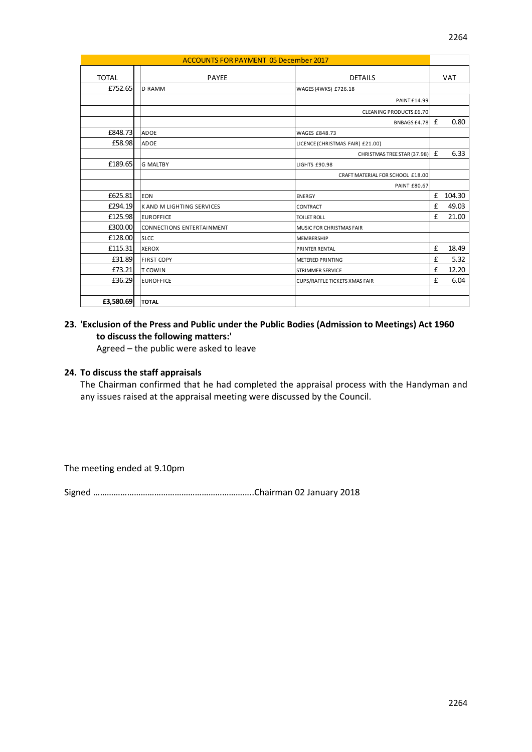| ACCOUNTS FOR PAYMENT 05 December 2017 | | | |
|---|---|---|---|
| TOTAL | PAYEE | DETAILS | VAT |
| £752.65 | D RAMM | WAGES (4WKS) £726.18 | |
| | | PAINT £14.99 | |
| | | CLEANING PRODUCTS £6.70 | |
| | | BNBAGS £4.78 | £ 0.80 |
| £848.73 | ADOE | WAGES £848.73 | |
| £58.98 | ADOE | LICENCE (CHRISTMAS FAIR) £21.00) | |
| | | CHRISTMAS TREE STAR (37.98) | £ 6.33 |
| £189.65 | G MALTBY | LIGHTS £90.98 | |
| | | CRAFT MATERIAL FOR SCHOOL £18.00 | |
| | | PAINT £80.67 | |
| £625.81 | EON | ENERGY | £ 104.30 |
| £294.19 | K AND M LIGHTING SERVICES | CONTRACT | £ 49.03 |
| £125.98 | EUROFFICE | TOILET ROLL | £ 21.00 |
| £300.00 | CONNECTIONS ENTERTAINMENT | MUSIC FOR CHRISTMAS FAIR | |
| £128.00 | SLCC | MEMBERSHIP | |
| £115.31 | XEROX | PRINTER RENTAL | £ 18.49 |
| £31.89 | FIRST COPY | METERED PRINTING | £ 5.32 |
| £73.21 | T COWIN | STRIMMER SERVICE | £ 12.20 |
| £36.29 | EUROFFICE | CUPS/RAFFLE TICKETS XMAS FAIR | £ 6.04 |
| | | | |
| **£3,580.69** | **TOTAL** | | |

**23. 'Exclusion of the Press and Public under the Public Bodies (Admission to Meetings) Act 1960 to discuss the following matters:'**

Agreed – the public were asked to leave

**24. To discuss the staff appraisals**

The Chairman confirmed that he had completed the appraisal process with the Handyman and any issues raised at the appraisal meeting were discussed by the Council.

The meeting ended at 9.10pm

Signed …………………………………………………………..Chairman 02 January 2018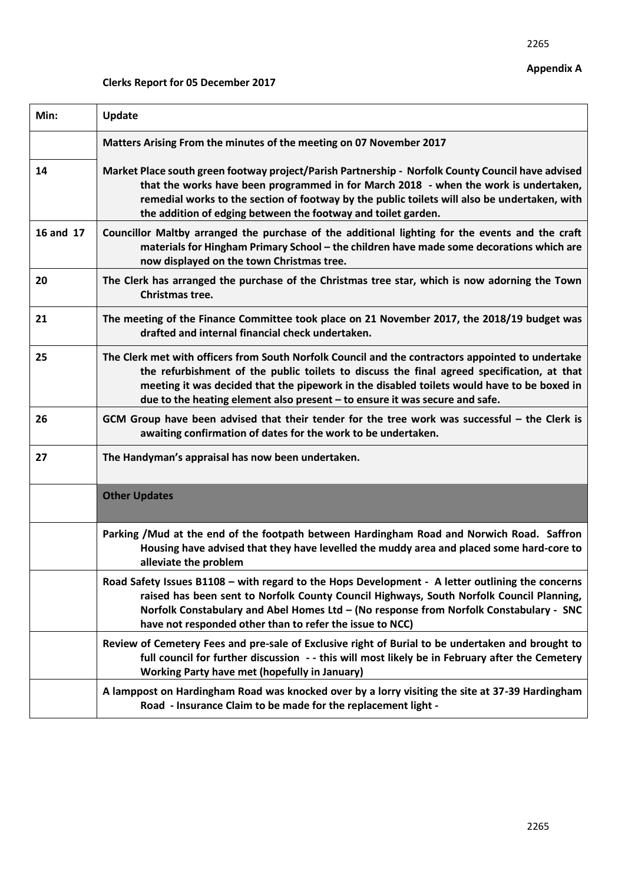**Appendix A**

**Clerks Report for 05 December 2017**

| Min: | Update |
|---|---|
| | **Matters Arising From the minutes of the meeting on 07 November 2017** |
| 14 | **Market Place south green footway project/Parish Partnership - Norfolk County Council have advised that the works have been programmed in for March 2018 - when the work is undertaken, remedial works to the section of footway by the public toilets will also be undertaken, with the addition of edging between the footway and toilet garden.** |
| 16 and 17 | **Councillor Maltby arranged the purchase of the additional lighting for the events and the craft materials for Hingham Primary School – the children have made some decorations which are now displayed on the town Christmas tree.** |
| 20 | **The Clerk has arranged the purchase of the Christmas tree star, which is now adorning the Town Christmas tree.** |
| 21 | **The meeting of the Finance Committee took place on 21 November 2017, the 2018/19 budget was drafted and internal financial check undertaken.** |
| 25 | **The Clerk met with officers from South Norfolk Council and the contractors appointed to undertake the refurbishment of the public toilets to discuss the final agreed specification, at that meeting it was decided that the pipework in the disabled toilets would have to be boxed in due to the heating element also present – to ensure it was secure and safe.** |
| 26 | **GCM Group have been advised that their tender for the tree work was successful – the Clerk is awaiting confirmation of dates for the work to be undertaken.** |
| 27 | **The Handyman's appraisal has now been undertaken.** |
| | **Other Updates** |
| | **Parking /Mud at the end of the footpath between Hardingham Road and Norwich Road. Saffron Housing have advised that they have levelled the muddy area and placed some hard-core to alleviate the problem** |
| | **Road Safety Issues B1108 – with regard to the Hops Development - A letter outlining the concerns raised has been sent to Norfolk County Council Highways, South Norfolk Council Planning, Norfolk Constabulary and Abel Homes Ltd – (No response from Norfolk Constabulary - SNC have not responded other than to refer the issue to NCC)** |
| | **Review of Cemetery Fees and pre-sale of Exclusive right of Burial to be undertaken and brought to full council for further discussion - - this will most likely be in February after the Cemetery Working Party have met (hopefully in January)** |
| | **A lamppost on Hardingham Road was knocked over by a lorry visiting the site at 37-39 Hardingham Road - Insurance Claim to be made for the replacement light -** |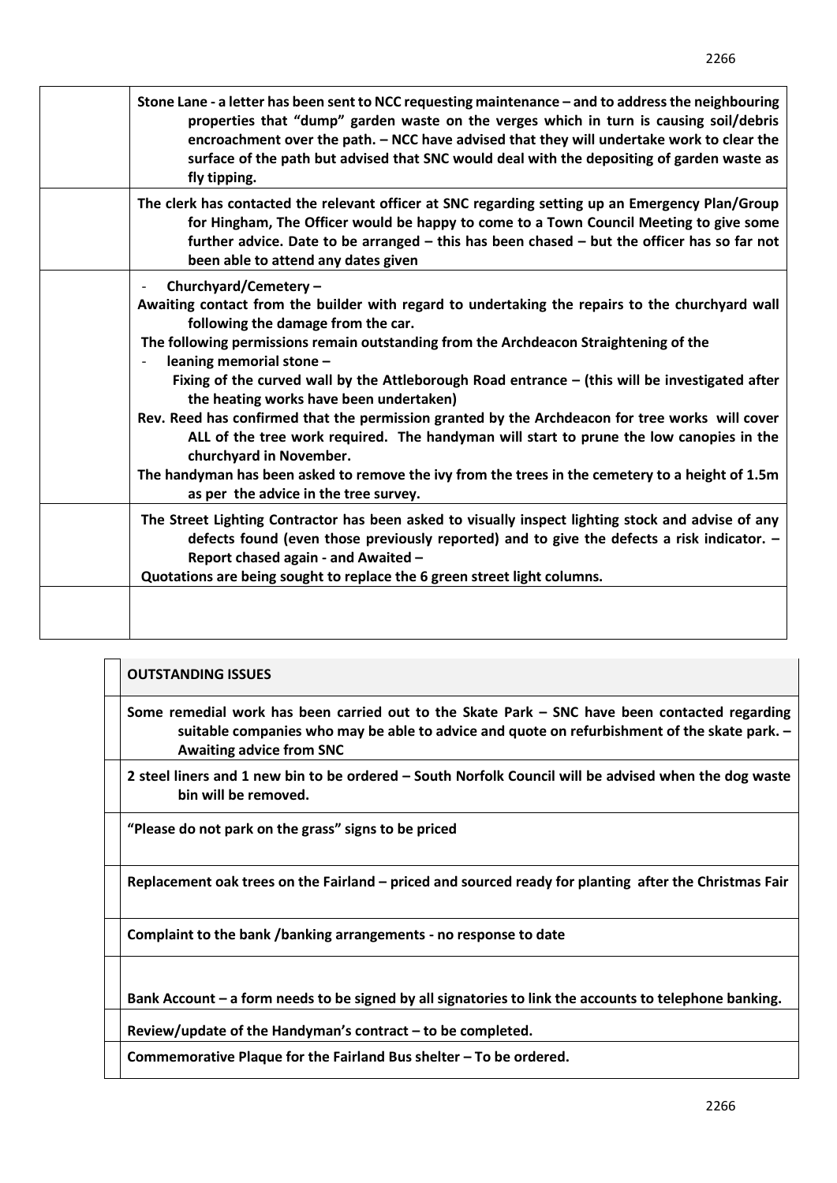| | |
|---|---|
| | **Stone Lane - a letter has been sent to NCC requesting maintenance – and to address the neighbouring properties that "dump" garden waste on the verges which in turn is causing soil/debris encroachment over the path. – NCC have advised that they will undertake work to clear the surface of the path but advised that SNC would deal with the depositing of garden waste as fly tipping.** |
| | **The clerk has contacted the relevant officer at SNC regarding setting up an Emergency Plan/Group for Hingham, The Officer would be happy to come to a Town Council Meeting to give some further advice. Date to be arranged – this has been chased – but the officer has so far not been able to attend any dates given** |
| | **- Churchyard/Cemetery –** <br> **Awaiting contact from the builder with regard to undertaking the repairs to the churchyard wall following the damage from the car.** <br> **The following permissions remain outstanding from the Archdeacon Straightening of the** <br> **- leaning memorial stone –** <br> **Fixing of the curved wall by the Attleborough Road entrance – (this will be investigated after the heating works have been undertaken)** <br> **Rev. Reed has confirmed that the permission granted by the Archdeacon for tree works will cover ALL of the tree work required. The handyman will start to prune the low canopies in the churchyard in November.** <br> **The handyman has been asked to remove the ivy from the trees in the cemetery to a height of 1.5m as per the advice in the tree survey.** |
| | **The Street Lighting Contractor has been asked to visually inspect lighting stock and advise of any defects found (even those previously reported) and to give the defects a risk indicator. – Report chased again - and Awaited –** <br> **Quotations are being sought to replace the 6 green street light columns.** |
| | |

| | |
|---|---|
| | **OUTSTANDING ISSUES** |
| | **Some remedial work has been carried out to the Skate Park – SNC have been contacted regarding suitable companies who may be able to advice and quote on refurbishment of the skate park. – Awaiting advice from SNC** |
| | **2 steel liners and 1 new bin to be ordered – South Norfolk Council will be advised when the dog waste bin will be removed.** |
| | **"Please do not park on the grass" signs to be priced** |
| | **Replacement oak trees on the Fairland – priced and sourced ready for planting after the Christmas Fair** |
| | **Complaint to the bank /banking arrangements - no response to date** |
| | **Bank Account – a form needs to be signed by all signatories to link the accounts to telephone banking.** |
| | **Review/update of the Handyman's contract – to be completed.** |
| | **Commemorative Plaque for the Fairland Bus shelter – To be ordered.** |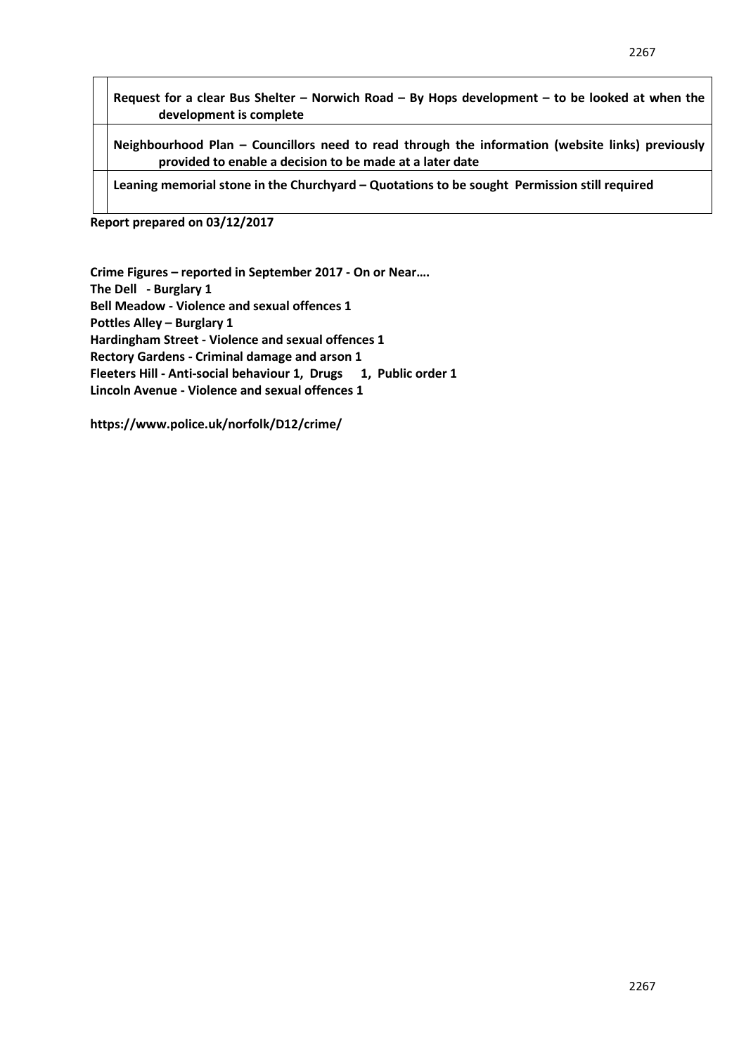| | |
|---|---|
| | **Request for a clear Bus Shelter – Norwich Road – By Hops development – to be looked at when the development is complete** |
| | **Neighbourhood Plan – Councillors need to read through the information (website links) previously provided to enable a decision to be made at a later date** |
| | **Leaning memorial stone in the Churchyard – Quotations to be sought  Permission still required** |

**Report prepared on 03/12/2017**

**Crime Figures – reported in September 2017 - On or Near….**
**The Dell  - Burglary 1**
**Bell Meadow - Violence and sexual offences 1**
**Pottles Alley – Burglary 1**
**Hardingham Street - Violence and sexual offences 1**
**Rectory Gardens - Criminal damage and arson 1**
**Fleeters Hill - Anti-social behaviour 1,  Drugs   1,  Public order 1**
**Lincoln Avenue - Violence and sexual offences 1**

**https://www.police.uk/norfolk/D12/crime/**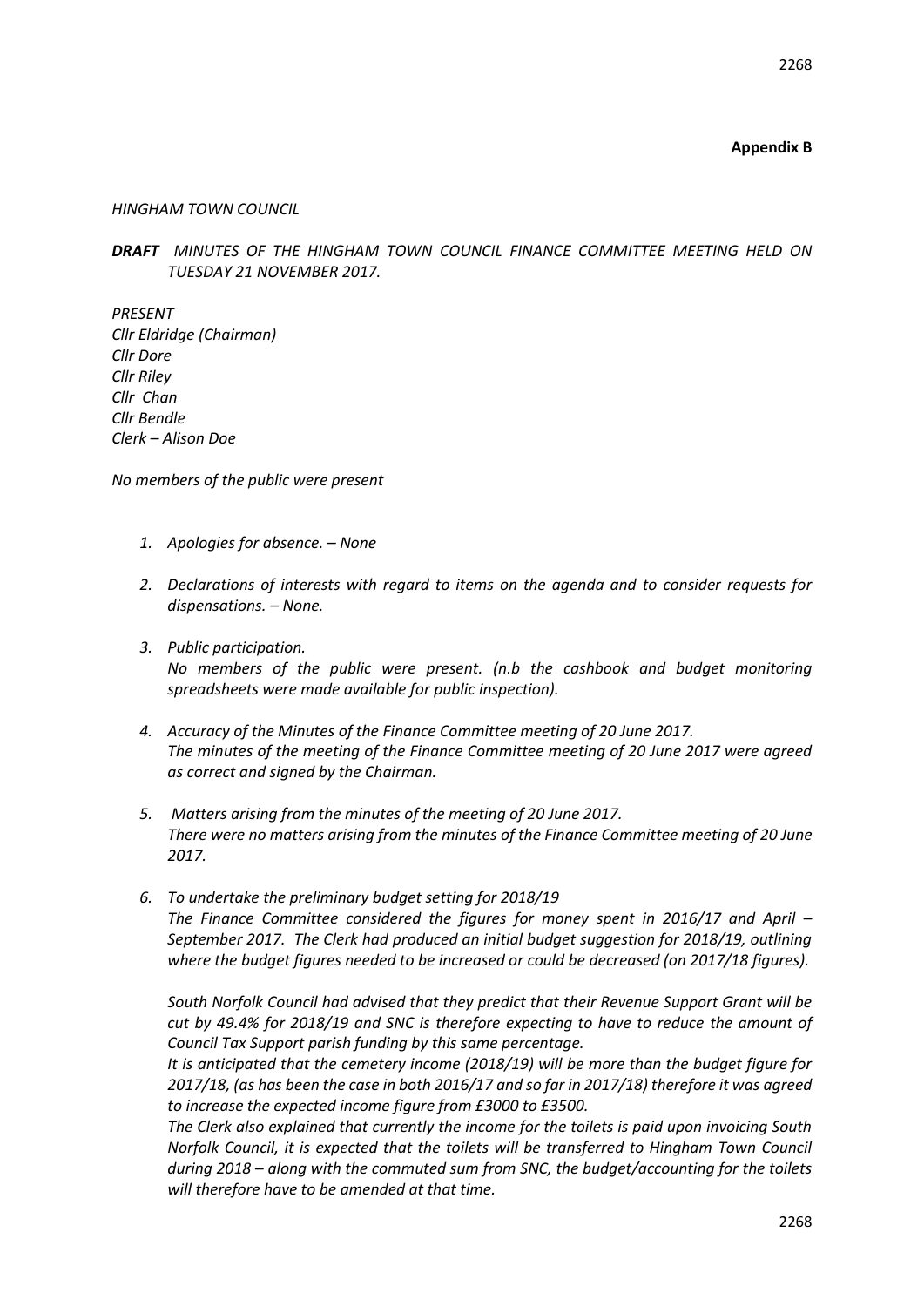**Appendix B**

*HINGHAM TOWN COUNCIL*

***DRAFT*** *MINUTES OF THE HINGHAM TOWN COUNCIL FINANCE COMMITTEE MEETING HELD ON TUESDAY 21 NOVEMBER 2017.*

*PRESENT*
*Cllr Eldridge (Chairman)*
*Cllr Dore*
*Cllr Riley*
*Cllr Chan*
*Cllr Bendle*
*Clerk – Alison Doe*

*No members of the public were present*

1. *Apologies for absence. – None*

2. *Declarations of interests with regard to items on the agenda and to consider requests for dispensations. – None.*

3. *Public participation.*
   *No members of the public were present. (n.b the cashbook and budget monitoring spreadsheets were made available for public inspection).*

4. *Accuracy of the Minutes of the Finance Committee meeting of 20 June 2017.*
   *The minutes of the meeting of the Finance Committee meeting of 20 June 2017 were agreed as correct and signed by the Chairman.*

5. *Matters arising from the minutes of the meeting of 20 June 2017.*
   *There were no matters arising from the minutes of the Finance Committee meeting of 20 June 2017.*

6. *To undertake the preliminary budget setting for 2018/19*
   *The Finance Committee considered the figures for money spent in 2016/17 and April – September 2017. The Clerk had produced an initial budget suggestion for 2018/19, outlining where the budget figures needed to be increased or could be decreased (on 2017/18 figures).*

   *South Norfolk Council had advised that they predict that their Revenue Support Grant will be cut by 49.4% for 2018/19 and SNC is therefore expecting to have to reduce the amount of Council Tax Support parish funding by this same percentage.*
   *It is anticipated that the cemetery income (2018/19) will be more than the budget figure for 2017/18, (as has been the case in both 2016/17 and so far in 2017/18) therefore it was agreed to increase the expected income figure from £3000 to £3500.*
   *The Clerk also explained that currently the income for the toilets is paid upon invoicing South Norfolk Council, it is expected that the toilets will be transferred to Hingham Town Council during 2018 – along with the commuted sum from SNC, the budget/accounting for the toilets will therefore have to be amended at that time.*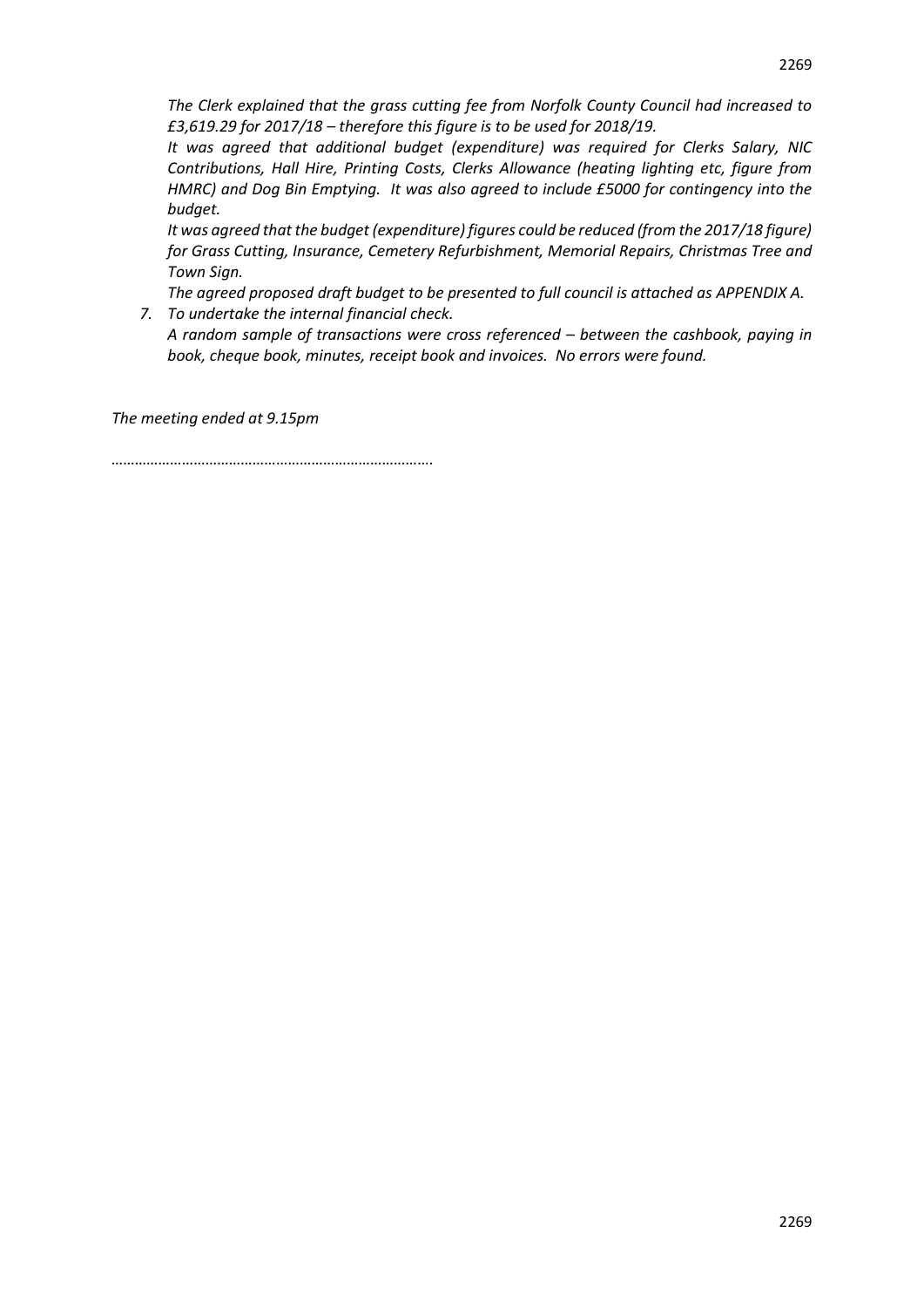*The Clerk explained that the grass cutting fee from Norfolk County Council had increased to £3,619.29 for 2017/18 – therefore this figure is to be used for 2018/19.*

*It was agreed that additional budget (expenditure) was required for Clerks Salary, NIC Contributions, Hall Hire, Printing Costs, Clerks Allowance (heating lighting etc, figure from HMRC) and Dog Bin Emptying. It was also agreed to include £5000 for contingency into the budget.*

*It was agreed that the budget (expenditure) figures could be reduced (from the 2017/18 figure) for Grass Cutting, Insurance, Cemetery Refurbishment, Memorial Repairs, Christmas Tree and Town Sign.*

*The agreed proposed draft budget to be presented to full council is attached as APPENDIX A.*

7. *To undertake the internal financial check.*

   *A random sample of transactions were cross referenced – between the cashbook, paying in book, cheque book, minutes, receipt book and invoices. No errors were found.*

*The meeting ended at 9.15pm*

*…………………………………………………………………….*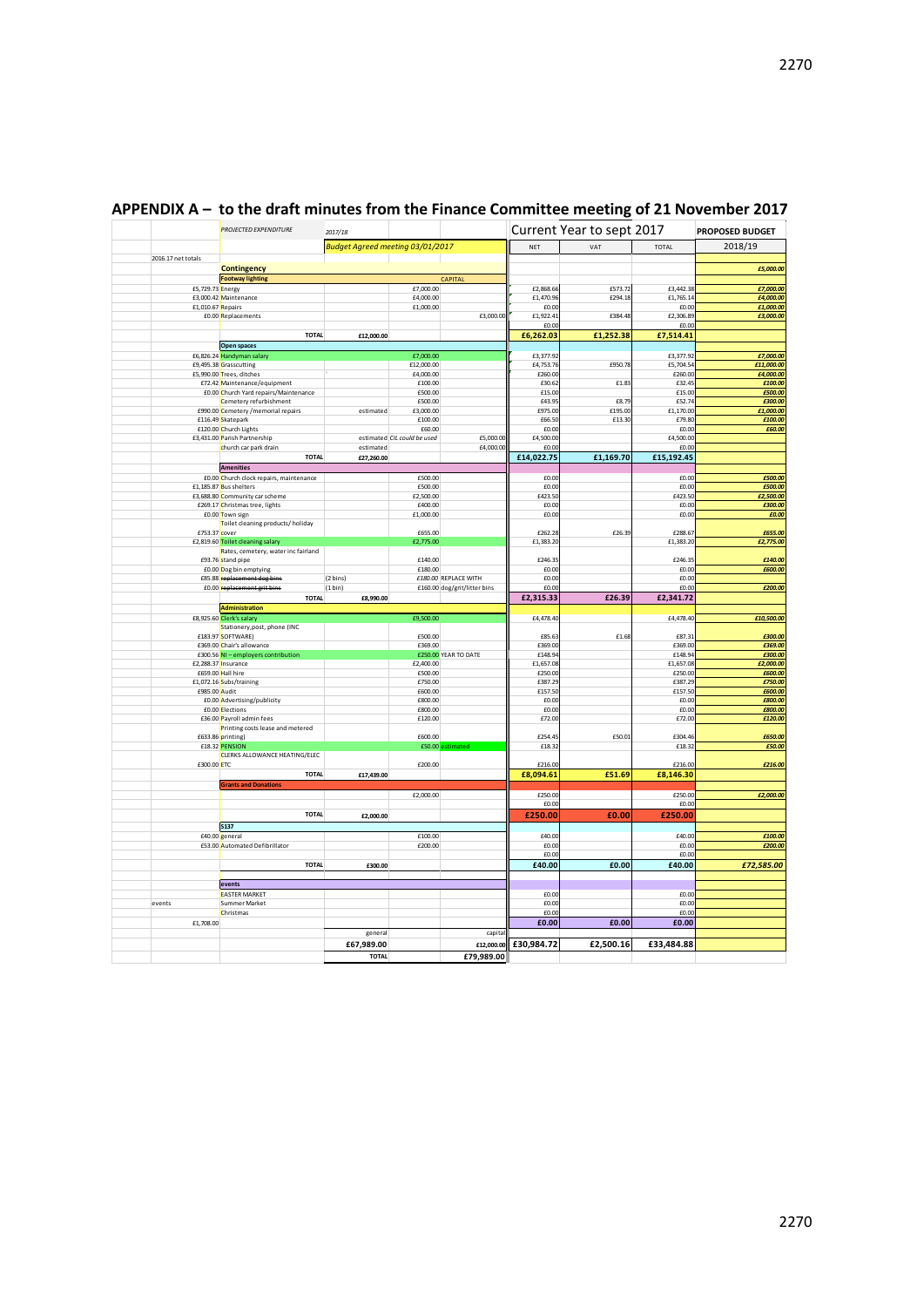# APPENDIX A – to the draft minutes from the Finance Committee meeting of 21 November 2017

| | PROJECTED EXPENDITURE | 2017/18 | | | Current Year to sept 2017 | | | PROPOSED BUDGET |
|---|---|---|---|---|---|---|---|---|
| | | Budget Agreed meeting 03/01/2017 | | | NET | VAT | TOTAL | 2018/19 |
| 2016.17 net totals | | | | | | | | |
| | **Contingency** | | | | | | | *£5,000.00* |
| | **Footway lighting** | | | CAPITAL | | | | |
| £5,729.73 | Energy | | £7,000.00 | | £2,868.66 | £573.72 | £3,442.38 | *£7,000.00* |
| £3,000.42 | Maintenance | | £4,000.00 | | £1,470.96 | £294.18 | £1,765.14 | *£4,000.00* |
| £1,010.67 | Repairs | | £1,000.00 | | £0.00 | | £0.00 | *£1,000.00* |
| £0.00 | Replacements | | | £3,000.00 | £1,922.41 | £384.48 | £2,306.89 | *£3,000.00* |
| | | | | | £0.00 | | £0.00 | |
| | **TOTAL** | £12,000.00 | | | **£6,262.03** | **£1,252.38** | **£7,514.41** | |
| | **Open spaces** | | | | | | | |
| £6,826.24 | Handyman salary | | £7,000.00 | | £3,377.92 | | £3,377.92 | *£7,000.00* |
| £9,495.38 | Grasscutting | | £12,000.00 | | £4,753.76 | £950.78 | £5,704.54 | *£11,000.00* |
| £5,990.00 | Trees, ditches | | £4,000.00 | | £260.00 | | £260.00 | *£4,000.00* |
| £72.42 | Maintenance/equipment | | £100.00 | | £30.62 | £1.83 | £32.45 | *£100.00* |
| £0.00 | Church Yard repairs/Maintenance | | £500.00 | | £15.00 | | £15.00 | *£500.00* |
| | Cemetery refurbishment | | £500.00 | | £43.95 | £8.79 | £52.74 | *£300.00* |
| £990.00 | Cemetery /memorial repairs | estimated | £3,000.00 | | £975.00 | £195.00 | £1,170.00 | *£1,000.00* |
| £116.49 | Skatepark | | £100.00 | | £66.50 | £13.30 | £79.80 | *£100.00* |
| £120.00 | Church Lights | | £60.00 | | £0.00 | | £0.00 | *£60.00* |
| £3,431.00 | Parish Partnership | estimated | CIL could be used | £5,000.00 | £4,500.00 | | £4,500.00 | |
| | church car park drain | estimated | | £4,000.00 | £0.00 | | £0.00 | |
| | **TOTAL** | £27,260.00 | | | **£14,022.75** | **£1,169.70** | **£15,192.45** | |
| | **Amenities** | | | | | | | |
| £0.00 | Church clock repairs, maintenance | | £500.00 | | £0.00 | | £0.00 | *£500.00* |
| £1,185.87 | Bus shelters | | £500.00 | | £0.00 | | £0.00 | *£500.00* |
| £3,688.80 | Community car scheme | | £2,500.00 | | £423.50 | | £423.50 | *£2,500.00* |
| £269.17 | Christmas tree, lights | | £400.00 | | £0.00 | | £0.00 | *£300.00* |
| £0.00 | Town sign | | £1,000.00 | | £0.00 | | £0.00 | *£0.00* |
| £753.37 | Toilet cleaning products/ holiday cover | | £655.00 | | £262.28 | £26.39 | £288.67 | *£655.00* |
| £2,819.60 | Toilet cleaning salary | | £2,775.00 | | £1,383.20 | | £1,383.20 | *£2,775.00* |
| £93.76 | Rates, cemetery, water inc fairland stand pipe | | £140.00 | | £246.35 | | £246.35 | *£140.00* |
| £0.00 | Dog bin emptying | | £180.00 | | £0.00 | | £0.00 | *£600.00* |
| £85.88 | ~~replacement dog bins~~ | (2 bins) | *£180.00* | REPLACE WITH | £0.00 | | £0.00 | |
| £0.00 | ~~replacement grit bins~~ | (1 bin) | £160.00 | dog/grit/litter bins | £0.00 | | £0.00 | *£200.00* |
| | **TOTAL** | £8,990.00 | | | **£2,315.33** | **£26.39** | **£2,341.72** | |
| | **Administration** | | | | | | | |
| £8,925.60 | Clerk's salary | | £9,500.00 | | £4,478.40 | | £4,478.40 | *£10,500.00* |
| £183.97 | Stationery,post, phone (INC SOFTWARE) | | £500.00 | | £85.63 | £1.68 | £87.31 | *£300.00* |
| £369.00 | Chair's allowance | | £369.00 | | £369.00 | | £369.00 | *£369.00* |
| £300.56 | NI – employers contribution | | £250.00 | YEAR TO DATE | £148.94 | | £148.94 | *£300.00* |
| £2,288.37 | Insurance | | £2,400.00 | | £1,657.08 | | £1,657.08 | *£2,000.00* |
| £659.00 | Hall hire | | £500.00 | | £250.00 | | £250.00 | *£600.00* |
| £1,072.16 | Subs/training | | £750.00 | | £387.29 | | £387.29 | *£750.00* |
| £985.00 | Audit | | £600.00 | | £157.50 | | £157.50 | *£600.00* |
| £0.00 | Advertising/publicity | | £800.00 | | £0.00 | | £0.00 | *£800.00* |
| £0.00 | Elections | | £800.00 | | £0.00 | | £0.00 | *£800.00* |
| £36.00 | Payroll admin fees | | £120.00 | | £72.00 | | £72.00 | *£120.00* |
| £633.86 | Printing costs lease and metered printing) | | £600.00 | | £254.45 | £50.01 | £304.46 | *£650.00* |
| £18.32 | PENSION | | £50.00 | estimated | £18.32 | | £18.32 | *£50.00* |
| £300.00 | CLERKS ALLOWANCE HEATING/ELEC ETC | | £200.00 | | £216.00 | | £216.00 | *£216.00* |
| | **TOTAL** | £17,439.00 | | | **£8,094.61** | **£51.69** | **£8,146.30** | |
| | **Grants and Donations** | | | | | | | |
| | | | £2,000.00 | | £250.00 | | £250.00 | *£2,000.00* |
| | | | | | £0.00 | | £0.00 | |
| | **TOTAL** | £2,000.00 | | | **£250.00** | **£0.00** | **£250.00** | |
| | **S137** | | | | | | | |
| £40.00 | general | | £100.00 | | £40.00 | | £40.00 | *£100.00* |
| £53.00 | Automated Defibrillator | | £200.00 | | £0.00 | | £0.00 | *£200.00* |
| | | | | | £0.00 | | £0.00 | |
| | **TOTAL** | £300.00 | | | **£40.00** | **£0.00** | **£40.00** | ***£72,585.00*** |
| | **events** | | | | | | | |
| | EASTER MARKET | | | | £0.00 | | £0.00 | |
| events | Summer Market | | | | £0.00 | | £0.00 | |
| | Christmas | | | | £0.00 | | £0.00 | |
| £1,708.00 | | | | | **£0.00** | **£0.00** | **£0.00** | |
| | | general | | capital | | | | |
| | | **£67,989.00** | | £12,000.00 | **£30,984.72** | **£2,500.16** | **£33,484.88** | |
| | | TOTAL | | **£79,989.00** | | | | |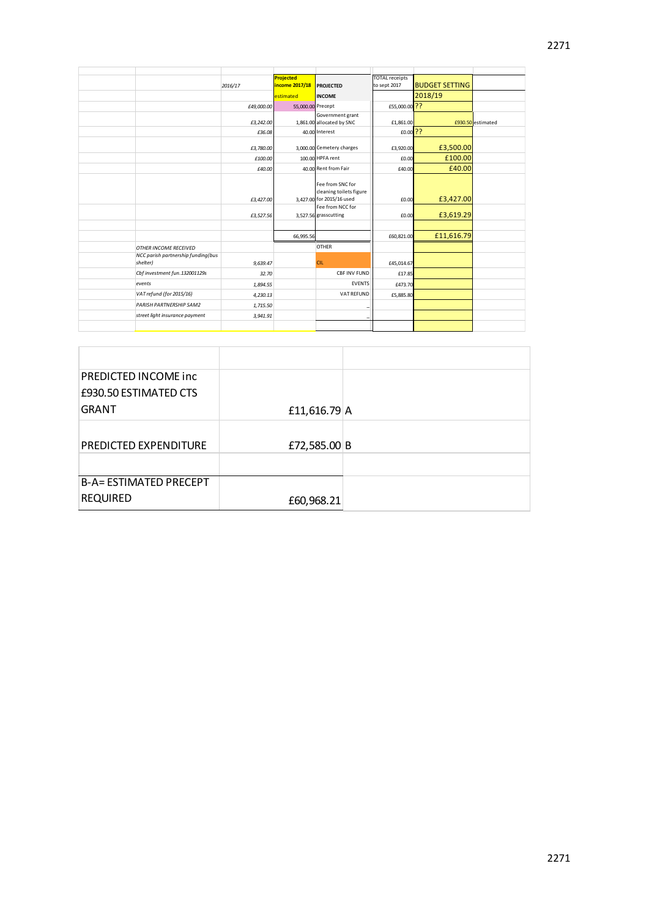| | | | | | | |
|---|---|---|---|---|---|---|
| | 2016/17 | Projected income 2017/18 | PROJECTED | TOTAL receipts to sept 2017 | BUDGET SETTING | |
| | | estimated | INCOME | | 2018/19 | |
| | £49,000.00 | 55,000.00 | Precept | £55,000.00 | ?? | |
| | £3,242.00 | 1,861.00 | Government grant allocated by SNC | £1,861.00 | | £930.50 estimated |
| | £36.08 | 40.00 | Interest | £0.00 | ?? | |
| | £3,780.00 | 3,000.00 | Cemetery charges | £3,920.00 | £3,500.00 | |
| | £100.00 | 100.00 | HPFA rent | £0.00 | £100.00 | |
| | £40.00 | 40.00 | Rent from Fair | £40.00 | £40.00 | |
| | £3,427.00 | 3,427.00 | Fee from SNC for cleaning toilets figure for 2015/16 used | £0.00 | £3,427.00 | |
| | £3,527.56 | 3,527.56 | Fee from NCC for grasscutting | £0.00 | £3,619.29 | |
| | | | | | | |
| | | 66,995.56 | | £60,821.00 | £11,616.79 | |
| OTHER INCOME RECEIVED | | | OTHER | | | |
| NCC parish partnership funding(bus shelter) | 9,639.47 | | CIL | £45,014.67 | | |
| Cbf investment fun.132001129s | 32.70 | | CBF INV FUND | £17.85 | | |
| events | 1,894.55 | | EVENTS | £473.70 | | |
| VAT refund (for 2015/16) | 4,230.13 | | VAT REFUND | £5,885.80 | | |
| PARISH PARTNERSHIP SAM2 | 1,715.50 | | _ | | | |
| street light insurance payment | 3,941.91 | | _ | | | |

| | | |
|---|---|---|
| PREDICTED INCOME inc £930.50 ESTIMATED CTS GRANT | £11,616.79 A | |
| PREDICTED EXPENDITURE | £72,585.00 B | |
| | | |
| B-A= ESTIMATED PRECEPT REQUIRED | £60,968.21 | |